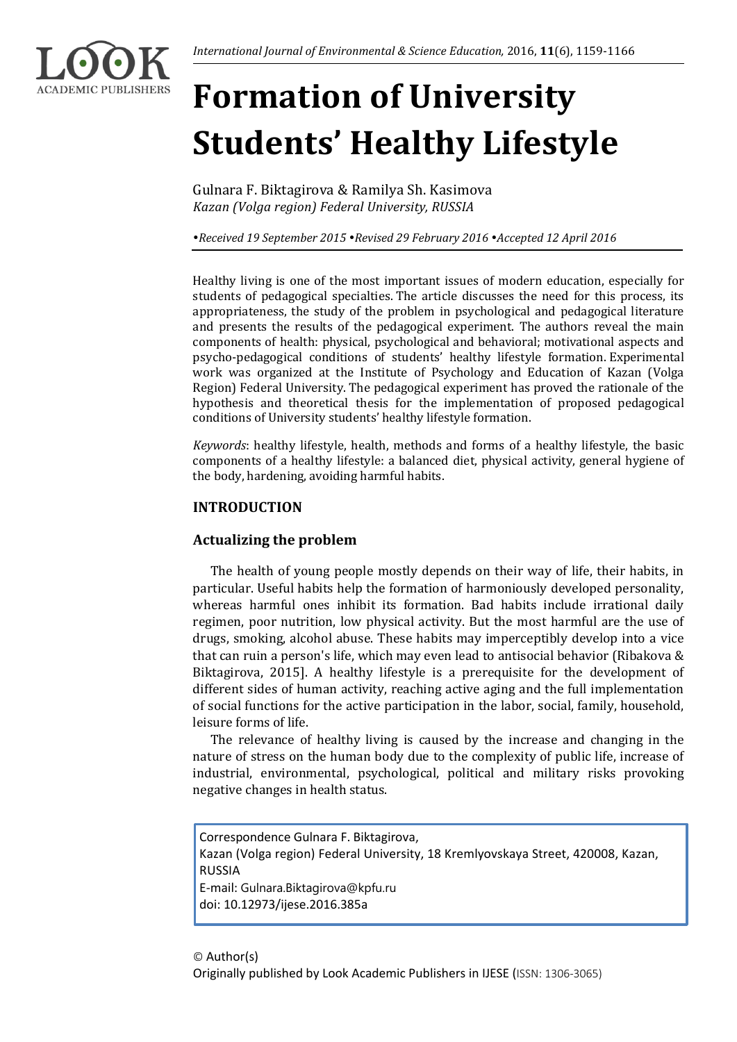# Formation of University Students' Healthy Lifestyle

Gulnara F. Biktagirova & Ramilya Sh. Kasimova
*Kazan (Volga region) Federal University, RUSSIA*

*•Received 19 September 2015 •Revised 29 February 2016 •Accepted 12 April 2016*

Healthy living is one of the most important issues of modern education, especially for students of pedagogical specialties. The article discusses the need for this process, its appropriateness, the study of the problem in psychological and pedagogical literature and presents the results of the pedagogical experiment. The authors reveal the main components of health: physical, psychological and behavioral; motivational aspects and psycho-pedagogical conditions of students' healthy lifestyle formation. Experimental work was organized at the Institute of Psychology and Education of Kazan (Volga Region) Federal University. The pedagogical experiment has proved the rationale of the hypothesis and theoretical thesis for the implementation of proposed pedagogical conditions of University students' healthy lifestyle formation.

*Keywords*: healthy lifestyle, health, methods and forms of a healthy lifestyle, the basic components of a healthy lifestyle: a balanced diet, physical activity, general hygiene of the body, hardening, avoiding harmful habits.

## INTRODUCTION

### Actualizing the problem

The health of young people mostly depends on their way of life, their habits, in particular. Useful habits help the formation of harmoniously developed personality, whereas harmful ones inhibit its formation. Bad habits include irrational daily regimen, poor nutrition, low physical activity. But the most harmful are the use of drugs, smoking, alcohol abuse. These habits may imperceptibly develop into a vice that can ruin a person's life, which may even lead to antisocial behavior (Ribakova & Biktagirova, 2015]. A healthy lifestyle is a prerequisite for the development of different sides of human activity, reaching active aging and the full implementation of social functions for the active participation in the labor, social, family, household, leisure forms of life.

The relevance of healthy living is caused by the increase and changing in the nature of stress on the human body due to the complexity of public life, increase of industrial, environmental, psychological, political and military risks provoking negative changes in health status.

Correspondence Gulnara F. Biktagirova,
Kazan (Volga region) Federal University, 18 Kremlyovskaya Street, 420008, Kazan, RUSSIA
E-mail: Gulnara.Biktagirova@kpfu.ru
doi: 10.12973/ijese.2016.385a

© Author(s)
Originally published by Look Academic Publishers in IJESE (ISSN: 1306-3065)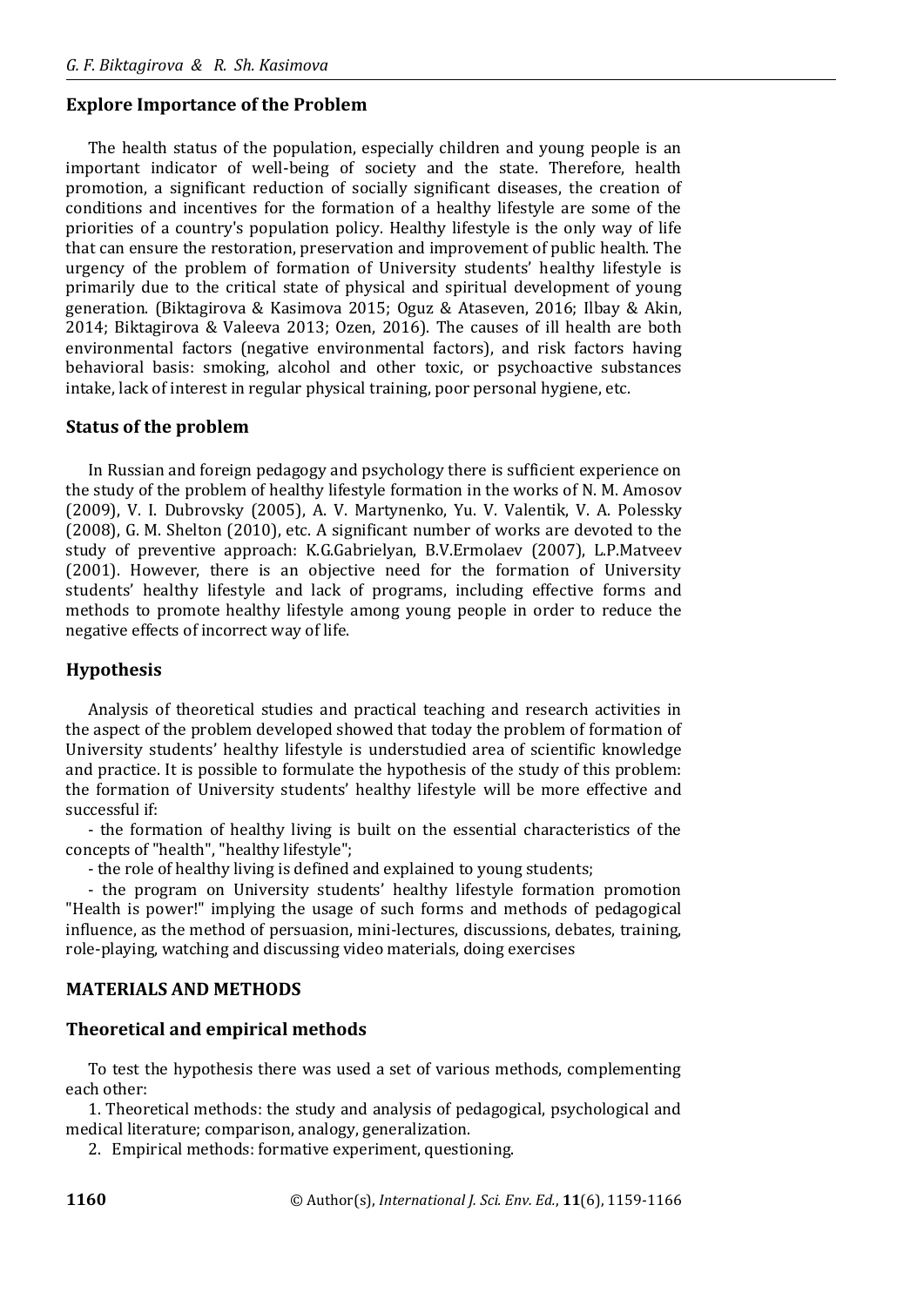## Explore Importance of the Problem

The health status of the population, especially children and young people is an important indicator of well-being of society and the state. Therefore, health promotion, a significant reduction of socially significant diseases, the creation of conditions and incentives for the formation of a healthy lifestyle are some of the priorities of a country's population policy. Healthy lifestyle is the only way of life that can ensure the restoration, preservation and improvement of public health. The urgency of the problem of formation of University students' healthy lifestyle is primarily due to the critical state of physical and spiritual development of young generation. (Biktagirova & Kasimova 2015; Oguz & Ataseven, 2016; Ilbay & Akin, 2014; Biktagirova & Valeeva 2013; Ozen, 2016). The causes of ill health are both environmental factors (negative environmental factors), and risk factors having behavioral basis: smoking, alcohol and other toxic, or psychoactive substances intake, lack of interest in regular physical training, poor personal hygiene, etc.

## Status of the problem

In Russian and foreign pedagogy and psychology there is sufficient experience on the study of the problem of healthy lifestyle formation in the works of N. M. Amosov (2009), V. I. Dubrovsky (2005), A. V. Martynenko, Yu. V. Valentik, V. A. Polessky (2008), G. M. Shelton (2010), etc. A significant number of works are devoted to the study of preventive approach: K.G.Gabrielyan, B.V.Ermolaev (2007), L.P.Matveev (2001). However, there is an objective need for the formation of University students' healthy lifestyle and lack of programs, including effective forms and methods to promote healthy lifestyle among young people in order to reduce the negative effects of incorrect way of life.

## Hypothesis

Analysis of theoretical studies and practical teaching and research activities in the aspect of the problem developed showed that today the problem of formation of University students' healthy lifestyle is understudied area of scientific knowledge and practice. It is possible to formulate the hypothesis of the study of this problem: the formation of University students' healthy lifestyle will be more effective and successful if:

- the formation of healthy living is built on the essential characteristics of the concepts of "health", "healthy lifestyle";
- the role of healthy living is defined and explained to young students;
- the program on University students' healthy lifestyle formation promotion "Health is power!" implying the usage of such forms and methods of pedagogical influence, as the method of persuasion, mini-lectures, discussions, debates, training, role-playing, watching and discussing video materials, doing exercises

# MATERIALS AND METHODS

## Theoretical and empirical methods

To test the hypothesis there was used a set of various methods, complementing each other:

1. Theoretical methods: the study and analysis of pedagogical, psychological and medical literature; comparison, analogy, generalization.
2. Empirical methods: formative experiment, questioning.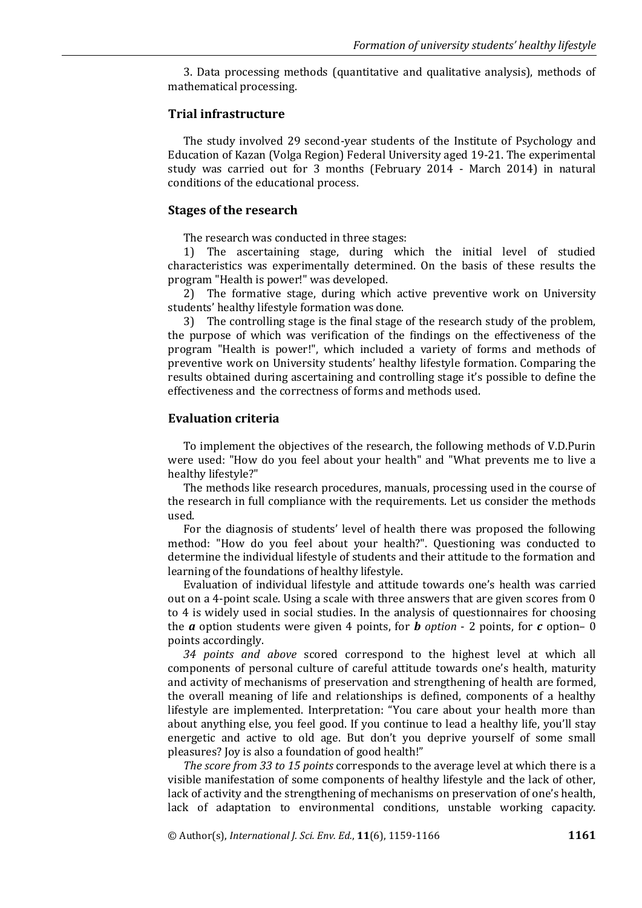3. Data processing methods (quantitative and qualitative analysis), methods of mathematical processing.

## Trial infrastructure

The study involved 29 second-year students of the Institute of Psychology and Education of Kazan (Volga Region) Federal University aged 19-21. The experimental study was carried out for 3 months (February 2014 - March 2014) in natural conditions of the educational process.

## Stages of the research

The research was conducted in three stages:

1) The ascertaining stage, during which the initial level of studied characteristics was experimentally determined. On the basis of these results the program "Health is power!" was developed.

2) The formative stage, during which active preventive work on University students' healthy lifestyle formation was done.

3) The controlling stage is the final stage of the research study of the problem, the purpose of which was verification of the findings on the effectiveness of the program "Health is power!", which included a variety of forms and methods of preventive work on University students' healthy lifestyle formation. Comparing the results obtained during ascertaining and controlling stage it's possible to define the effectiveness and the correctness of forms and methods used.

## Evaluation criteria

To implement the objectives of the research, the following methods of V.D.Purin were used: "How do you feel about your health" and "What prevents me to live a healthy lifestyle?"

The methods like research procedures, manuals, processing used in the course of the research in full compliance with the requirements. Let us consider the methods used.

For the diagnosis of students' level of health there was proposed the following method: "How do you feel about your health?". Questioning was conducted to determine the individual lifestyle of students and their attitude to the formation and learning of the foundations of healthy lifestyle.

Evaluation of individual lifestyle and attitude towards one's health was carried out on a 4-point scale. Using a scale with three answers that are given scores from 0 to 4 is widely used in social studies. In the analysis of questionnaires for choosing the ***a*** option students were given 4 points, for ***b** option* - 2 points, for ***c*** option– 0 points accordingly.

*34 points and above* scored correspond to the highest level at which all components of personal culture of careful attitude towards one's health, maturity and activity of mechanisms of preservation and strengthening of health are formed, the overall meaning of life and relationships is defined, components of a healthy lifestyle are implemented. Interpretation: "You care about your health more than about anything else, you feel good. If you continue to lead a healthy life, you'll stay energetic and active to old age. But don't you deprive yourself of some small pleasures? Joy is also a foundation of good health!"

*The score from 33 to 15 points* corresponds to the average level at which there is a visible manifestation of some components of healthy lifestyle and the lack of other, lack of activity and the strengthening of mechanisms on preservation of one's health, lack of adaptation to environmental conditions, unstable working capacity.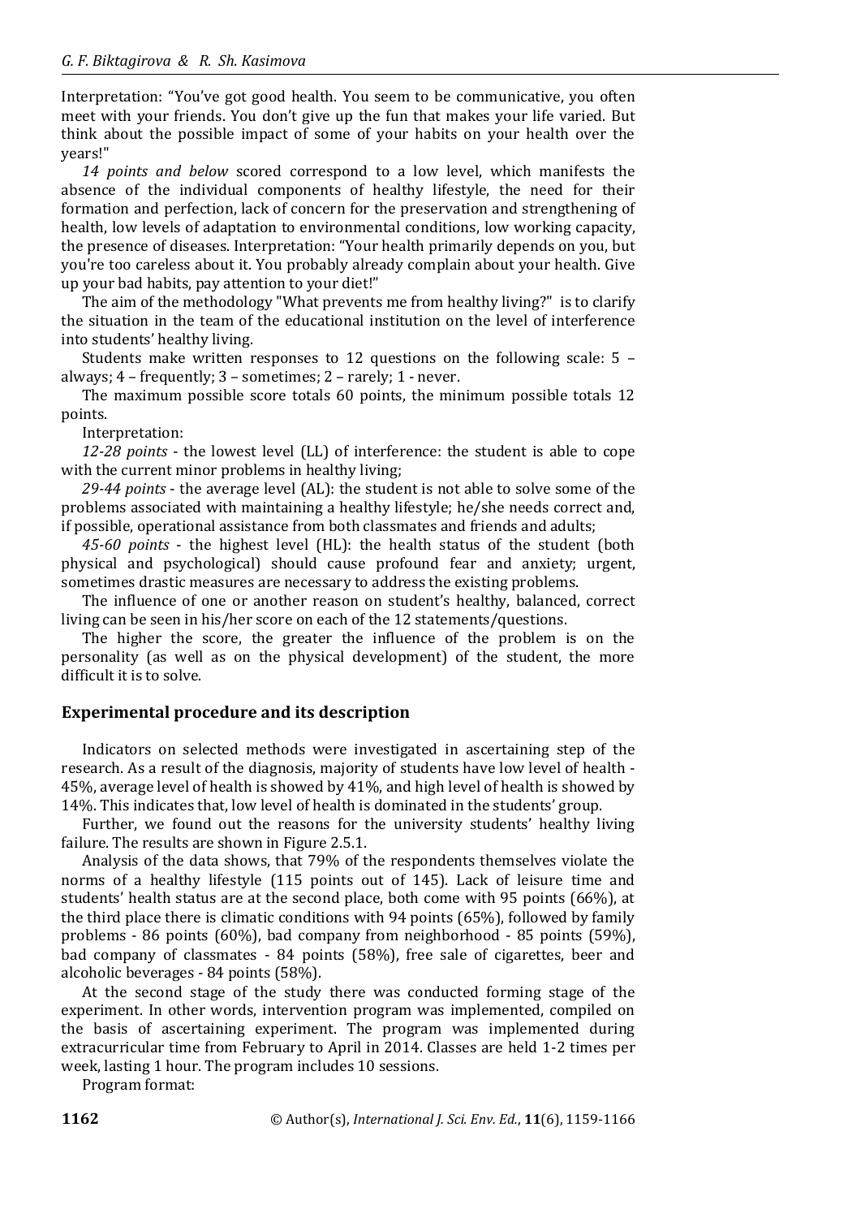Interpretation: "You've got good health. You seem to be communicative, you often meet with your friends. You don't give up the fun that makes your life varied. But think about the possible impact of some of your habits on your health over the years!"

*14 points and below* scored correspond to a low level, which manifests the absence of the individual components of healthy lifestyle, the need for their formation and perfection, lack of concern for the preservation and strengthening of health, low levels of adaptation to environmental conditions, low working capacity, the presence of diseases. Interpretation: "Your health primarily depends on you, but you're too careless about it. You probably already complain about your health. Give up your bad habits, pay attention to your diet!"

The aim of the methodology "What prevents me from healthy living?" is to clarify the situation in the team of the educational institution on the level of interference into students' healthy living.

Students make written responses to 12 questions on the following scale: 5 – always; 4 – frequently; 3 – sometimes; 2 – rarely; 1 - never.

The maximum possible score totals 60 points, the minimum possible totals 12 points.

Interpretation:

*12-28 points* - the lowest level (LL) of interference: the student is able to cope with the current minor problems in healthy living;

*29-44 points* - the average level (AL): the student is not able to solve some of the problems associated with maintaining a healthy lifestyle; he/she needs correct and, if possible, operational assistance from both classmates and friends and adults;

*45-60 points* - the highest level (HL): the health status of the student (both physical and psychological) should cause profound fear and anxiety; urgent, sometimes drastic measures are necessary to address the existing problems.

The influence of one or another reason on student's healthy, balanced, correct living can be seen in his/her score on each of the 12 statements/questions.

The higher the score, the greater the influence of the problem is on the personality (as well as on the physical development) of the student, the more difficult it is to solve.

## Experimental procedure and its description

Indicators on selected methods were investigated in ascertaining step of the research. As a result of the diagnosis, majority of students have low level of health - 45%, average level of health is showed by 41%, and high level of health is showed by 14%. This indicates that, low level of health is dominated in the students' group.

Further, we found out the reasons for the university students' healthy living failure. The results are shown in Figure 2.5.1.

Analysis of the data shows, that 79% of the respondents themselves violate the norms of a healthy lifestyle (115 points out of 145). Lack of leisure time and students' health status are at the second place, both come with 95 points (66%), at the third place there is climatic conditions with 94 points (65%), followed by family problems - 86 points (60%), bad company from neighborhood - 85 points (59%), bad company of classmates - 84 points (58%), free sale of cigarettes, beer and alcoholic beverages - 84 points (58%).

At the second stage of the study there was conducted forming stage of the experiment. In other words, intervention program was implemented, compiled on the basis of ascertaining experiment. The program was implemented during extracurricular time from February to April in 2014. Classes are held 1-2 times per week, lasting 1 hour. The program includes 10 sessions.

Program format: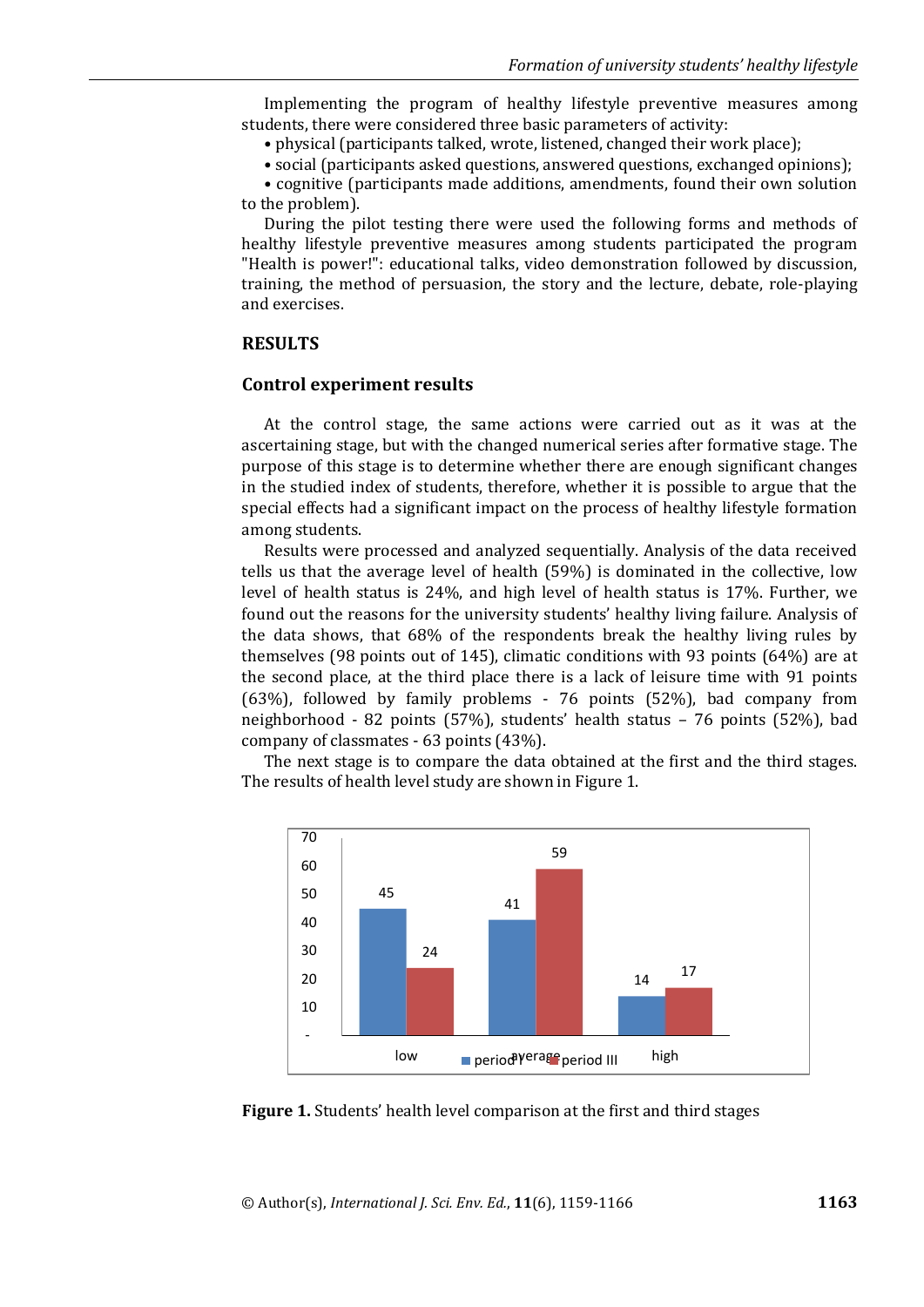Implementing the program of healthy lifestyle preventive measures among students, there were considered three basic parameters of activity:

- physical (participants talked, wrote, listened, changed their work place);
- social (participants asked questions, answered questions, exchanged opinions);
- cognitive (participants made additions, amendments, found their own solution to the problem).

During the pilot testing there were used the following forms and methods of healthy lifestyle preventive measures among students participated the program "Health is power!": educational talks, video demonstration followed by discussion, training, the method of persuasion, the story and the lecture, debate, role-playing and exercises.

## RESULTS

### Control experiment results

At the control stage, the same actions were carried out as it was at the ascertaining stage, but with the changed numerical series after formative stage. The purpose of this stage is to determine whether there are enough significant changes in the studied index of students, therefore, whether it is possible to argue that the special effects had a significant impact on the process of healthy lifestyle formation among students.

Results were processed and analyzed sequentially. Analysis of the data received tells us that the average level of health (59%) is dominated in the collective, low level of health status is 24%, and high level of health status is 17%. Further, we found out the reasons for the university students' healthy living failure. Analysis of the data shows, that 68% of the respondents break the healthy living rules by themselves (98 points out of 145), climatic conditions with 93 points (64%) are at the second place, at the third place there is a lack of leisure time with 91 points (63%), followed by family problems - 76 points (52%), bad company from neighborhood - 82 points (57%), students' health status – 76 points (52%), bad company of classmates - 63 points (43%).

The next stage is to compare the data obtained at the first and the third stages. The results of health level study are shown in Figure 1.

| | period I | period III |
|---|---|---|
| low | 45 | 24 |
| average | 41 | 59 |
| high | 14 | 17 |

**Figure 1.** Students' health level comparison at the first and third stages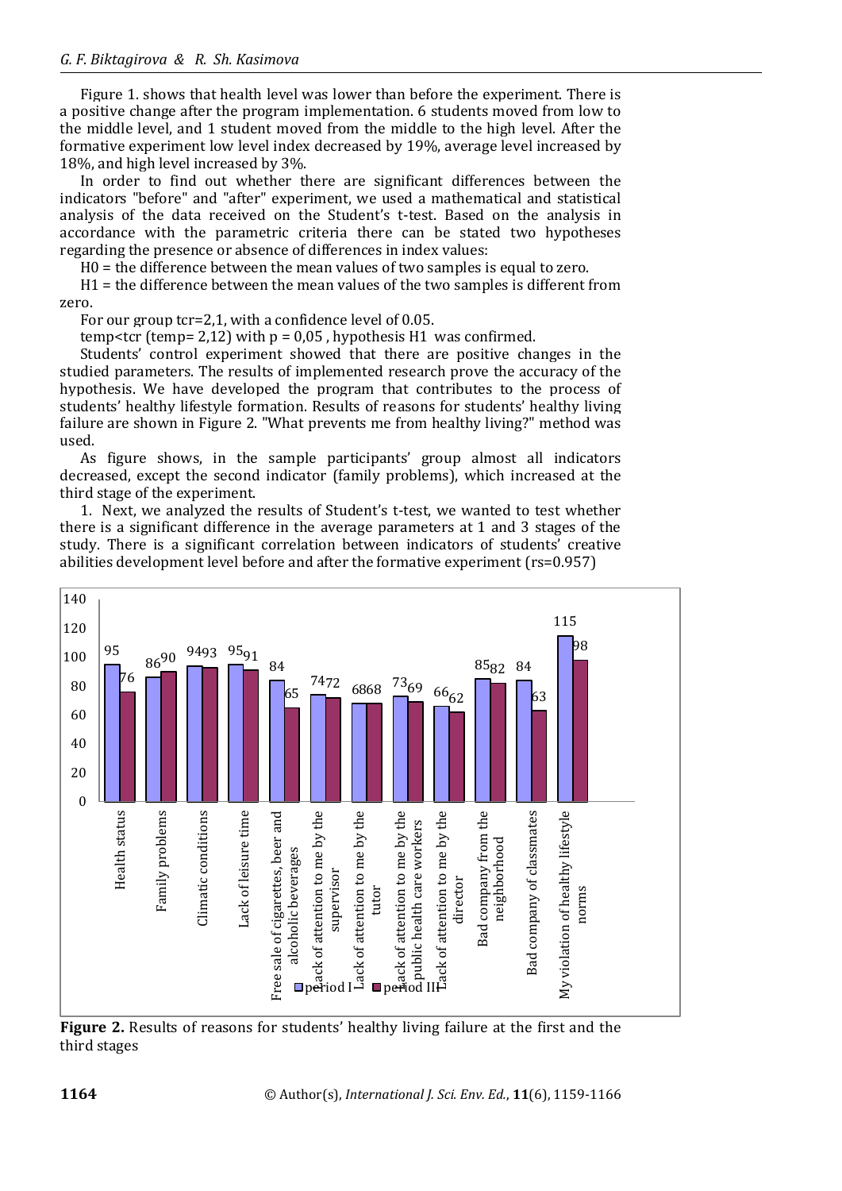Figure 1. shows that health level was lower than before the experiment. There is a positive change after the program implementation. 6 students moved from low to the middle level, and 1 student moved from the middle to the high level. After the formative experiment low level index decreased by 19%, average level increased by 18%, and high level increased by 3%.

In order to find out whether there are significant differences between the indicators "before" and "after" experiment, we used a mathematical and statistical analysis of the data received on the Student's t-test. Based on the analysis in accordance with the parametric criteria there can be stated two hypotheses regarding the presence or absence of differences in index values:

H0 = the difference between the mean values of two samples is equal to zero.

H1 = the difference between the mean values of the two samples is different from zero.

For our group tcr=2,1, with a confidence level of 0.05.

temp<tcr (temp= 2,12) with p = 0,05 , hypothesis H1 was confirmed.

Students' control experiment showed that there are positive changes in the studied parameters. The results of implemented research prove the accuracy of the hypothesis. We have developed the program that contributes to the process of students' healthy lifestyle formation. Results of reasons for students' healthy living failure are shown in Figure 2. "What prevents me from healthy living?" method was used.

As figure shows, in the sample participants' group almost all indicators decreased, except the second indicator (family problems), which increased at the third stage of the experiment.

1. Next, we analyzed the results of Student's t-test, we wanted to test whether there is a significant difference in the average parameters at 1 and 3 stages of the study. There is a significant correlation between indicators of students' creative abilities development level before and after the formative experiment (rs=0.957)

**Figure 2.** Results of reasons for students' healthy living failure at the first and the third stages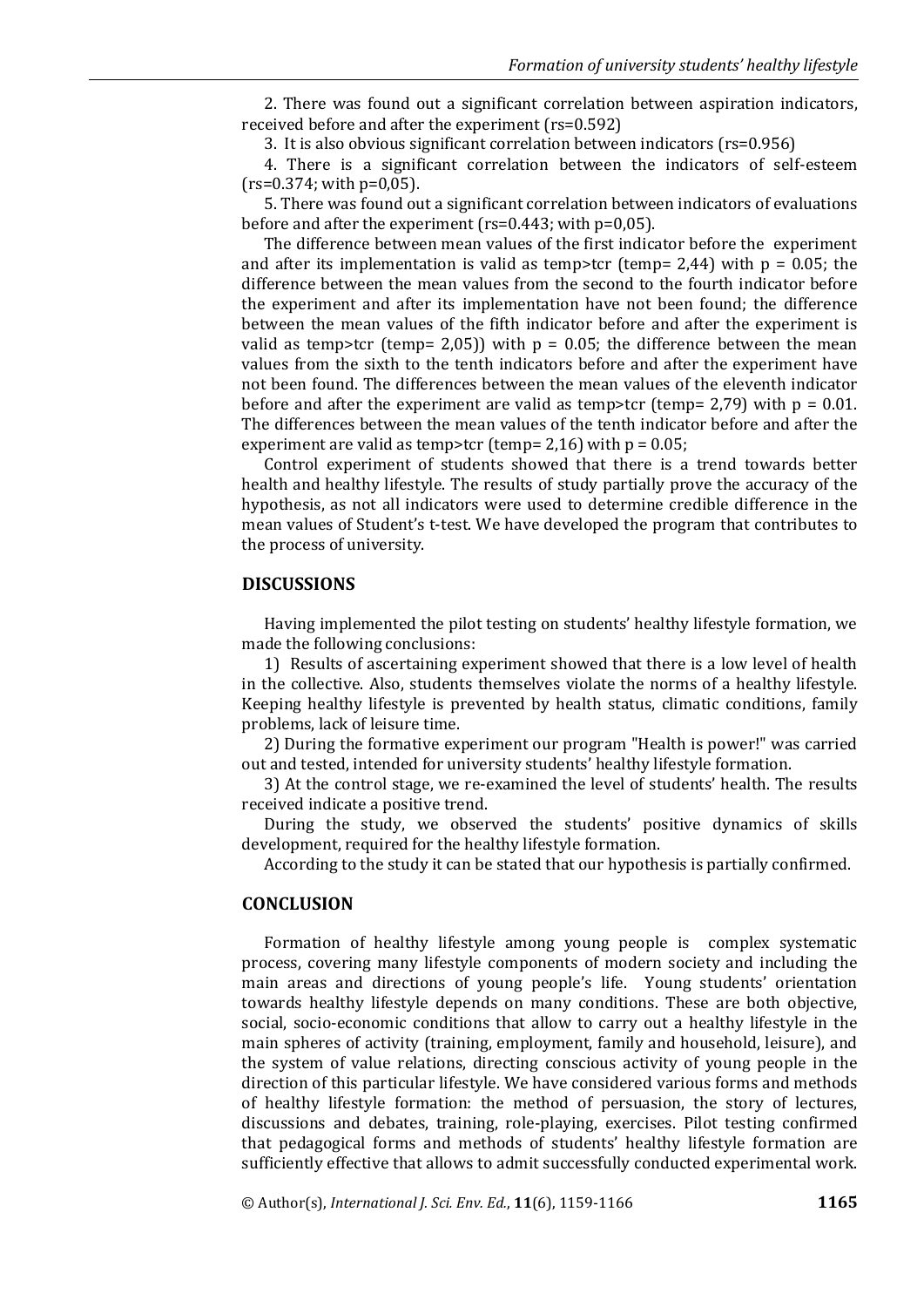2. There was found out a significant correlation between aspiration indicators, received before and after the experiment ($r_s$=0.592)

3. It is also obvious significant correlation between indicators ($r_s$=0.956)

4. There is a significant correlation between the indicators of self-esteem ($r_s$=0.374; with p=0,05).

5. There was found out a significant correlation between indicators of evaluations before and after the experiment ($r_s$=0.443; with p=0,05).

The difference between mean values of the first indicator before the experiment and after its implementation is valid as $t_{emp}>t_{cr}$ ($t_{emp}$= 2,44) with p = 0.05; the difference between the mean values from the second to the fourth indicator before the experiment and after its implementation have not been found; the difference between the mean values of the fifth indicator before and after the experiment is valid as $t_{emp}>t_{cr}$ ($t_{emp}$= 2,05)) with p = 0.05; the difference between the mean values from the sixth to the tenth indicators before and after the experiment have not been found. The differences between the mean values of the eleventh indicator before and after the experiment are valid as $t_{emp}>t_{cr}$ ($t_{emp}$= 2,79) with p = 0.01. The differences between the mean values of the tenth indicator before and after the experiment are valid as $t_{emp}>t_{cr}$ ($t_{emp}$= 2,16) with p = 0.05;

Control experiment of students showed that there is a trend towards better health and healthy lifestyle. The results of study partially prove the accuracy of the hypothesis, as not all indicators were used to determine credible difference in the mean values of Student's t-test. We have developed the program that contributes to the process of university.

## DISCUSSIONS

Having implemented the pilot testing on students' healthy lifestyle formation, we made the following conclusions:

1) Results of ascertaining experiment showed that there is a low level of health in the collective. Also, students themselves violate the norms of a healthy lifestyle. Keeping healthy lifestyle is prevented by health status, climatic conditions, family problems, lack of leisure time.

2) During the formative experiment our program "Health is power!" was carried out and tested, intended for university students' healthy lifestyle formation.

3) At the control stage, we re-examined the level of students' health. The results received indicate a positive trend.

During the study, we observed the students' positive dynamics of skills development, required for the healthy lifestyle formation.

According to the study it can be stated that our hypothesis is partially confirmed.

## CONCLUSION

Formation of healthy lifestyle among young people is complex systematic process, covering many lifestyle components of modern society and including the main areas and directions of young people's life. Young students' orientation towards healthy lifestyle depends on many conditions. These are both objective, social, socio-economic conditions that allow to carry out a healthy lifestyle in the main spheres of activity (training, employment, family and household, leisure), and the system of value relations, directing conscious activity of young people in the direction of this particular lifestyle. We have considered various forms and methods of healthy lifestyle formation: the method of persuasion, the story of lectures, discussions and debates, training, role-playing, exercises. Pilot testing confirmed that pedagogical forms and methods of students' healthy lifestyle formation are sufficiently effective that allows to admit successfully conducted experimental work.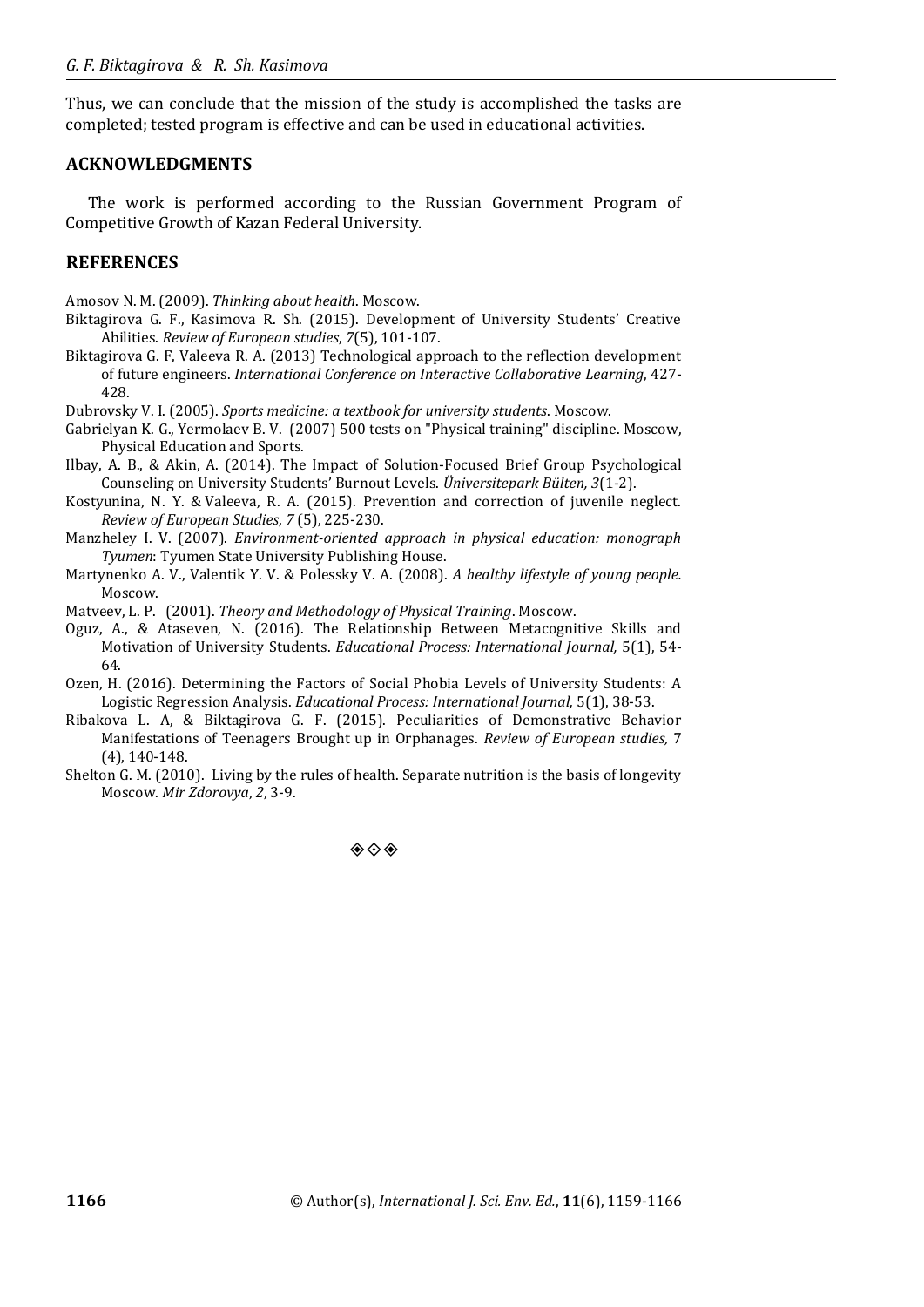Thus, we can conclude that the mission of the study is accomplished the tasks are completed; tested program is effective and can be used in educational activities.

## ACKNOWLEDGMENTS

The work is performed according to the Russian Government Program of Competitive Growth of Kazan Federal University.

## REFERENCES

Amosov N. M. (2009). *Thinking about health*. Moscow.

Biktagirova G. F., Kasimova R. Sh. (2015). Development of University Students' Creative Abilities. *Review of European studies*, *7*(5), 101-107.

Biktagirova G. F, Valeeva R. A. (2013) Technological approach to the reflection development of future engineers. *International Conference on Interactive Collaborative Learning*, 427-428.

Dubrovsky V. I. (2005). *Sports medicine: a textbook for university students*. Moscow.

Gabrielyan K. G., Yermolaev B. V. (2007) 500 tests on "Physical training" discipline. Moscow, Physical Education and Sports.

Ilbay, A. B., & Akin, A. (2014). The Impact of Solution-Focused Brief Group Psychological Counseling on University Students' Burnout Levels. *Üniversitepark Bülten, 3*(1-2).

Kostyunina, N. Y. & Valeeva, R. A. (2015). Prevention and correction of juvenile neglect. *Review of European Studies*, *7* (5), 225-230.

Manzheley I. V. (2007). *Environment-oriented approach in physical education: monograph Tyumen*: Tyumen State University Publishing House.

Martynenko A. V., Valentik Y. V. & Polessky V. A. (2008). *A healthy lifestyle of young people.* Moscow.

Matveev, L. P. (2001). *Theory and Methodology of Physical Training*. Moscow.

Oguz, A., & Ataseven, N. (2016). The Relationship Between Metacognitive Skills and Motivation of University Students. *Educational Process: International Journal,* 5(1), 54-64.

Ozen, H. (2016). Determining the Factors of Social Phobia Levels of University Students: A Logistic Regression Analysis. *Educational Process: International Journal,* 5(1), 38-53.

Ribakova L. A, & Biktagirova G. F. (2015). Peculiarities of Demonstrative Behavior Manifestations of Teenagers Brought up in Orphanages. *Review of European studies,* 7 (4), 140-148.

Shelton G. M. (2010). Living by the rules of health. Separate nutrition is the basis of longevity Moscow. *Mir Zdorovya*, *2*, 3-9.

◈◇◈